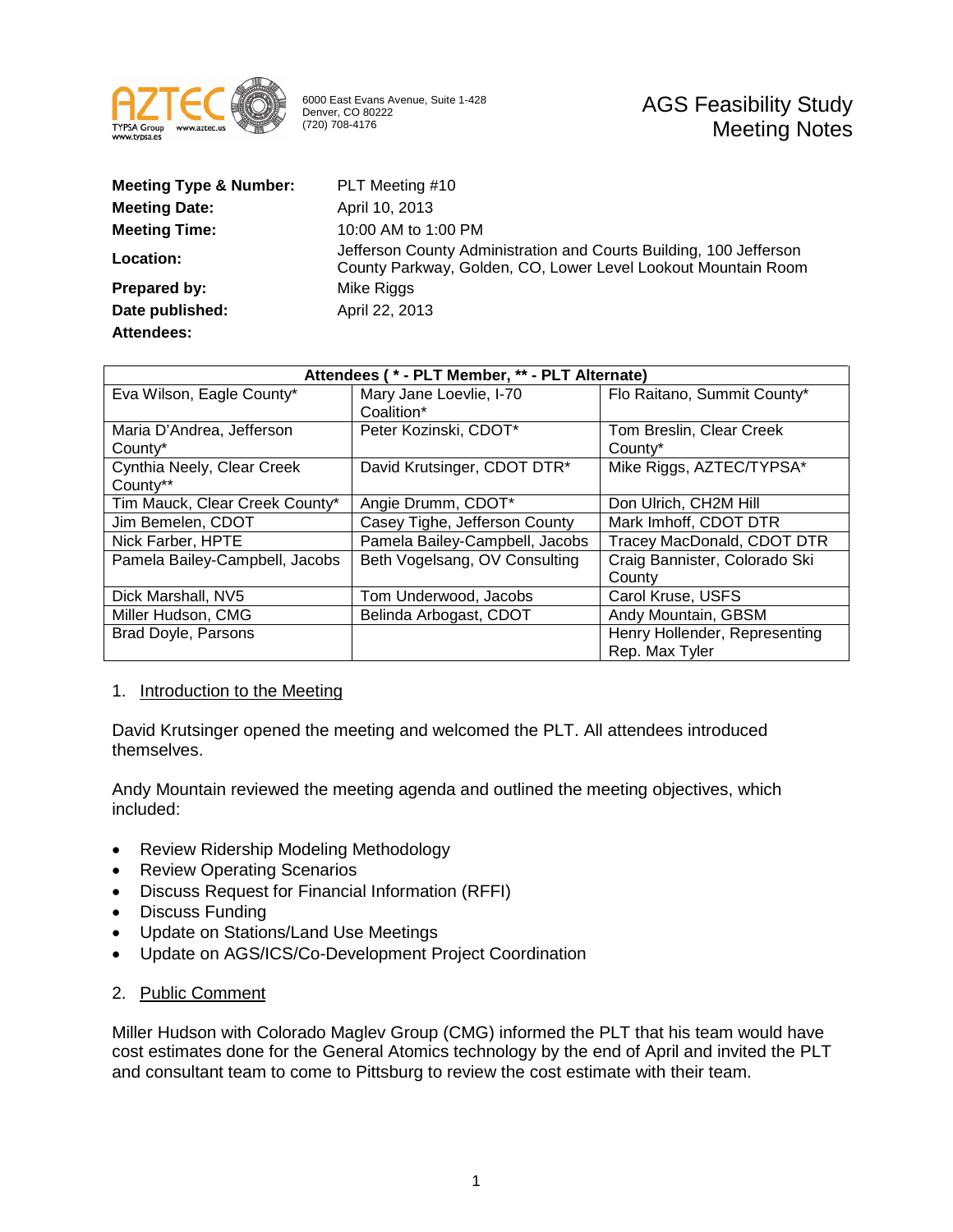6000 East Evans Avenue, Suite 1-428
Denver, CO 80222
(720) 708-4176

# AGS Feasibility Study Meeting Notes

| | |
|---|---|
| **Meeting Type & Number:** | PLT Meeting #10 |
| **Meeting Date:** | April 10, 2013 |
| **Meeting Time:** | 10:00 AM to 1:00 PM |
| **Location:** | Jefferson County Administration and Courts Building, 100 Jefferson County Parkway, Golden, CO, Lower Level Lookout Mountain Room |
| **Prepared by:** | Mike Riggs |
| **Date published:** | April 22, 2013 |
| **Attendees:** | |

| Attendees ( * - PLT Member, ** - PLT Alternate) | | |
|---|---|---|
| Eva Wilson, Eagle County* | Mary Jane Loevlie, I-70 Coalition* | Flo Raitano, Summit County* |
| Maria D'Andrea, Jefferson County* | Peter Kozinski, CDOT* | Tom Breslin, Clear Creek County* |
| Cynthia Neely, Clear Creek County** | David Krutsinger, CDOT DTR* | Mike Riggs, AZTEC/TYPSA* |
| Tim Mauck, Clear Creek County* | Angie Drumm, CDOT* | Don Ulrich, CH2M Hill |
| Jim Bemelen, CDOT | Casey Tighe, Jefferson County | Mark Imhoff, CDOT DTR |
| Nick Farber, HPTE | Pamela Bailey-Campbell, Jacobs | Tracey MacDonald, CDOT DTR |
| Pamela Bailey-Campbell, Jacobs | Beth Vogelsang, OV Consulting | Craig Bannister, Colorado Ski County |
| Dick Marshall, NV5 | Tom Underwood, Jacobs | Carol Kruse, USFS |
| Miller Hudson, CMG | Belinda Arbogast, CDOT | Andy Mountain, GBSM |
| Brad Doyle, Parsons | | Henry Hollender, Representing Rep. Max Tyler |

## 1. Introduction to the Meeting

David Krutsinger opened the meeting and welcomed the PLT. All attendees introduced themselves.

Andy Mountain reviewed the meeting agenda and outlined the meeting objectives, which included:

- Review Ridership Modeling Methodology
- Review Operating Scenarios
- Discuss Request for Financial Information (RFFI)
- Discuss Funding
- Update on Stations/Land Use Meetings
- Update on AGS/ICS/Co-Development Project Coordination

## 2. Public Comment

Miller Hudson with Colorado Maglev Group (CMG) informed the PLT that his team would have cost estimates done for the General Atomics technology by the end of April and invited the PLT and consultant team to come to Pittsburg to review the cost estimate with their team.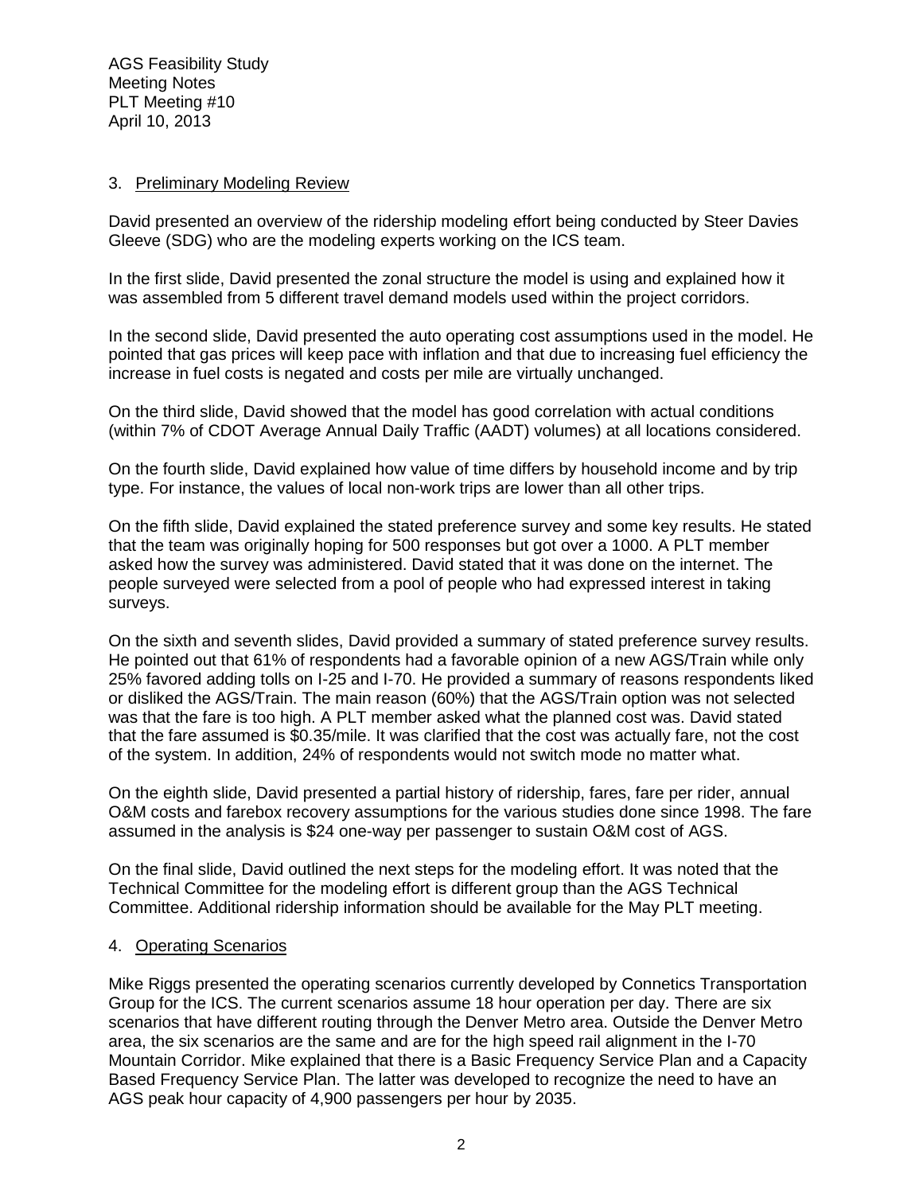### 3. Preliminary Modeling Review

David presented an overview of the ridership modeling effort being conducted by Steer Davies Gleeve (SDG) who are the modeling experts working on the ICS team.

In the first slide, David presented the zonal structure the model is using and explained how it was assembled from 5 different travel demand models used within the project corridors.

In the second slide, David presented the auto operating cost assumptions used in the model. He pointed that gas prices will keep pace with inflation and that due to increasing fuel efficiency the increase in fuel costs is negated and costs per mile are virtually unchanged.

On the third slide, David showed that the model has good correlation with actual conditions (within 7% of CDOT Average Annual Daily Traffic (AADT) volumes) at all locations considered.

On the fourth slide, David explained how value of time differs by household income and by trip type. For instance, the values of local non-work trips are lower than all other trips.

On the fifth slide, David explained the stated preference survey and some key results. He stated that the team was originally hoping for 500 responses but got over a 1000. A PLT member asked how the survey was administered. David stated that it was done on the internet. The people surveyed were selected from a pool of people who had expressed interest in taking surveys.

On the sixth and seventh slides, David provided a summary of stated preference survey results. He pointed out that 61% of respondents had a favorable opinion of a new AGS/Train while only 25% favored adding tolls on I-25 and I-70. He provided a summary of reasons respondents liked or disliked the AGS/Train. The main reason (60%) that the AGS/Train option was not selected was that the fare is too high. A PLT member asked what the planned cost was. David stated that the fare assumed is $0.35/mile. It was clarified that the cost was actually fare, not the cost of the system. In addition, 24% of respondents would not switch mode no matter what.

On the eighth slide, David presented a partial history of ridership, fares, fare per rider, annual O&M costs and farebox recovery assumptions for the various studies done since 1998. The fare assumed in the analysis is $24 one-way per passenger to sustain O&M cost of AGS.

On the final slide, David outlined the next steps for the modeling effort. It was noted that the Technical Committee for the modeling effort is different group than the AGS Technical Committee. Additional ridership information should be available for the May PLT meeting.

### 4. Operating Scenarios

Mike Riggs presented the operating scenarios currently developed by Connetics Transportation Group for the ICS. The current scenarios assume 18 hour operation per day. There are six scenarios that have different routing through the Denver Metro area. Outside the Denver Metro area, the six scenarios are the same and are for the high speed rail alignment in the I-70 Mountain Corridor. Mike explained that there is a Basic Frequency Service Plan and a Capacity Based Frequency Service Plan. The latter was developed to recognize the need to have an AGS peak hour capacity of 4,900 passengers per hour by 2035.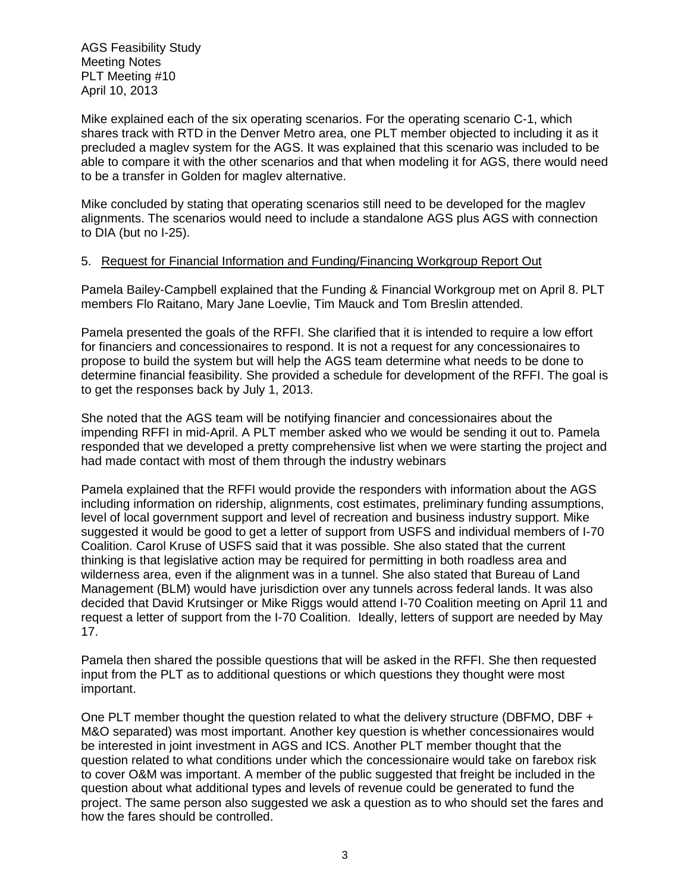Mike explained each of the six operating scenarios. For the operating scenario C-1, which shares track with RTD in the Denver Metro area, one PLT member objected to including it as it precluded a maglev system for the AGS. It was explained that this scenario was included to be able to compare it with the other scenarios and that when modeling it for AGS, there would need to be a transfer in Golden for maglev alternative.

Mike concluded by stating that operating scenarios still need to be developed for the maglev alignments. The scenarios would need to include a standalone AGS plus AGS with connection to DIA (but no I-25).

5. Request for Financial Information and Funding/Financing Workgroup Report Out

Pamela Bailey-Campbell explained that the Funding & Financial Workgroup met on April 8. PLT members Flo Raitano, Mary Jane Loevlie, Tim Mauck and Tom Breslin attended.

Pamela presented the goals of the RFFI. She clarified that it is intended to require a low effort for financiers and concessionaires to respond. It is not a request for any concessionaires to propose to build the system but will help the AGS team determine what needs to be done to determine financial feasibility. She provided a schedule for development of the RFFI. The goal is to get the responses back by July 1, 2013.

She noted that the AGS team will be notifying financier and concessionaires about the impending RFFI in mid-April. A PLT member asked who we would be sending it out to. Pamela responded that we developed a pretty comprehensive list when we were starting the project and had made contact with most of them through the industry webinars

Pamela explained that the RFFI would provide the responders with information about the AGS including information on ridership, alignments, cost estimates, preliminary funding assumptions, level of local government support and level of recreation and business industry support. Mike suggested it would be good to get a letter of support from USFS and individual members of I-70 Coalition. Carol Kruse of USFS said that it was possible. She also stated that the current thinking is that legislative action may be required for permitting in both roadless area and wilderness area, even if the alignment was in a tunnel. She also stated that Bureau of Land Management (BLM) would have jurisdiction over any tunnels across federal lands. It was also decided that David Krutsinger or Mike Riggs would attend I-70 Coalition meeting on April 11 and request a letter of support from the I-70 Coalition. Ideally, letters of support are needed by May 17.

Pamela then shared the possible questions that will be asked in the RFFI. She then requested input from the PLT as to additional questions or which questions they thought were most important.

One PLT member thought the question related to what the delivery structure (DBFMO, DBF + M&O separated) was most important. Another key question is whether concessionaires would be interested in joint investment in AGS and ICS. Another PLT member thought that the question related to what conditions under which the concessionaire would take on farebox risk to cover O&M was important. A member of the public suggested that freight be included in the question about what additional types and levels of revenue could be generated to fund the project. The same person also suggested we ask a question as to who should set the fares and how the fares should be controlled.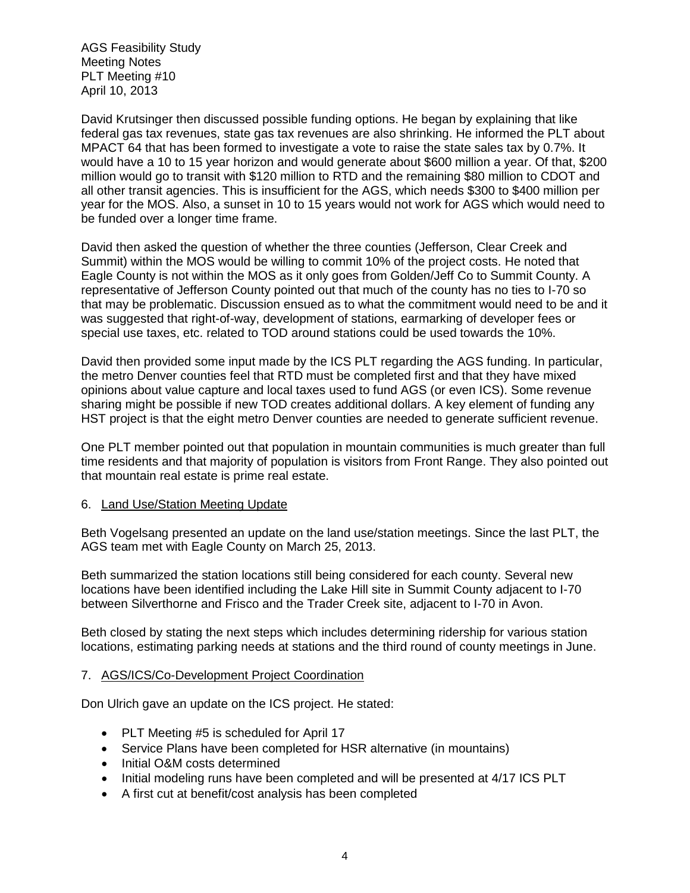David Krutsinger then discussed possible funding options. He began by explaining that like federal gas tax revenues, state gas tax revenues are also shrinking. He informed the PLT about MPACT 64 that has been formed to investigate a vote to raise the state sales tax by 0.7%. It would have a 10 to 15 year horizon and would generate about $600 million a year. Of that, $200 million would go to transit with $120 million to RTD and the remaining $80 million to CDOT and all other transit agencies. This is insufficient for the AGS, which needs $300 to $400 million per year for the MOS. Also, a sunset in 10 to 15 years would not work for AGS which would need to be funded over a longer time frame.

David then asked the question of whether the three counties (Jefferson, Clear Creek and Summit) within the MOS would be willing to commit 10% of the project costs. He noted that Eagle County is not within the MOS as it only goes from Golden/Jeff Co to Summit County. A representative of Jefferson County pointed out that much of the county has no ties to I-70 so that may be problematic. Discussion ensued as to what the commitment would need to be and it was suggested that right-of-way, development of stations, earmarking of developer fees or special use taxes, etc. related to TOD around stations could be used towards the 10%.

David then provided some input made by the ICS PLT regarding the AGS funding. In particular, the metro Denver counties feel that RTD must be completed first and that they have mixed opinions about value capture and local taxes used to fund AGS (or even ICS). Some revenue sharing might be possible if new TOD creates additional dollars. A key element of funding any HST project is that the eight metro Denver counties are needed to generate sufficient revenue.

One PLT member pointed out that population in mountain communities is much greater than full time residents and that majority of population is visitors from Front Range. They also pointed out that mountain real estate is prime real estate.

## 6. Land Use/Station Meeting Update

Beth Vogelsang presented an update on the land use/station meetings. Since the last PLT, the AGS team met with Eagle County on March 25, 2013.

Beth summarized the station locations still being considered for each county. Several new locations have been identified including the Lake Hill site in Summit County adjacent to I-70 between Silverthorne and Frisco and the Trader Creek site, adjacent to I-70 in Avon.

Beth closed by stating the next steps which includes determining ridership for various station locations, estimating parking needs at stations and the third round of county meetings in June.

## 7. AGS/ICS/Co-Development Project Coordination

Don Ulrich gave an update on the ICS project. He stated:

- PLT Meeting #5 is scheduled for April 17
- Service Plans have been completed for HSR alternative (in mountains)
- Initial O&M costs determined
- Initial modeling runs have been completed and will be presented at 4/17 ICS PLT
- A first cut at benefit/cost analysis has been completed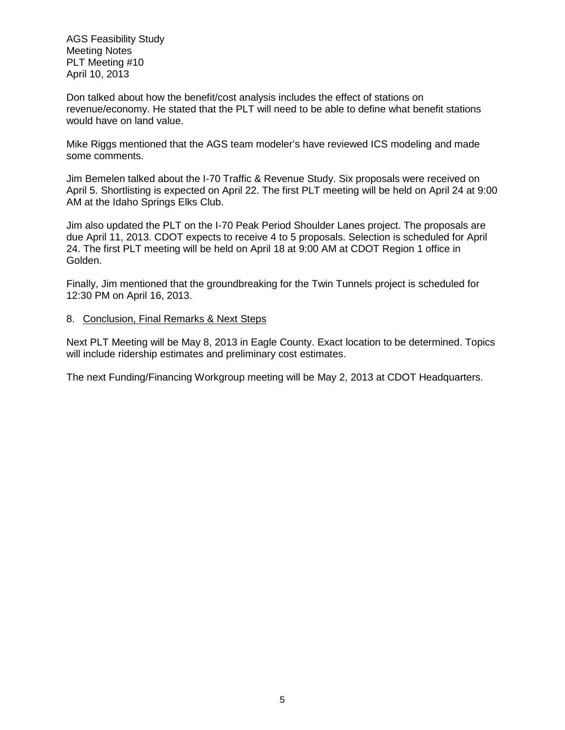Don talked about how the benefit/cost analysis includes the effect of stations on revenue/economy. He stated that the PLT will need to be able to define what benefit stations would have on land value.

Mike Riggs mentioned that the AGS team modeler's have reviewed ICS modeling and made some comments.

Jim Bemelen talked about the I-70 Traffic & Revenue Study. Six proposals were received on April 5. Shortlisting is expected on April 22. The first PLT meeting will be held on April 24 at 9:00 AM at the Idaho Springs Elks Club.

Jim also updated the PLT on the I-70 Peak Period Shoulder Lanes project. The proposals are due April 11, 2013. CDOT expects to receive 4 to 5 proposals. Selection is scheduled for April 24. The first PLT meeting will be held on April 18 at 9:00 AM at CDOT Region 1 office in Golden.

Finally, Jim mentioned that the groundbreaking for the Twin Tunnels project is scheduled for 12:30 PM on April 16, 2013.

8. <u>Conclusion, Final Remarks & Next Steps</u>

Next PLT Meeting will be May 8, 2013 in Eagle County. Exact location to be determined. Topics will include ridership estimates and preliminary cost estimates.

The next Funding/Financing Workgroup meeting will be May 2, 2013 at CDOT Headquarters.